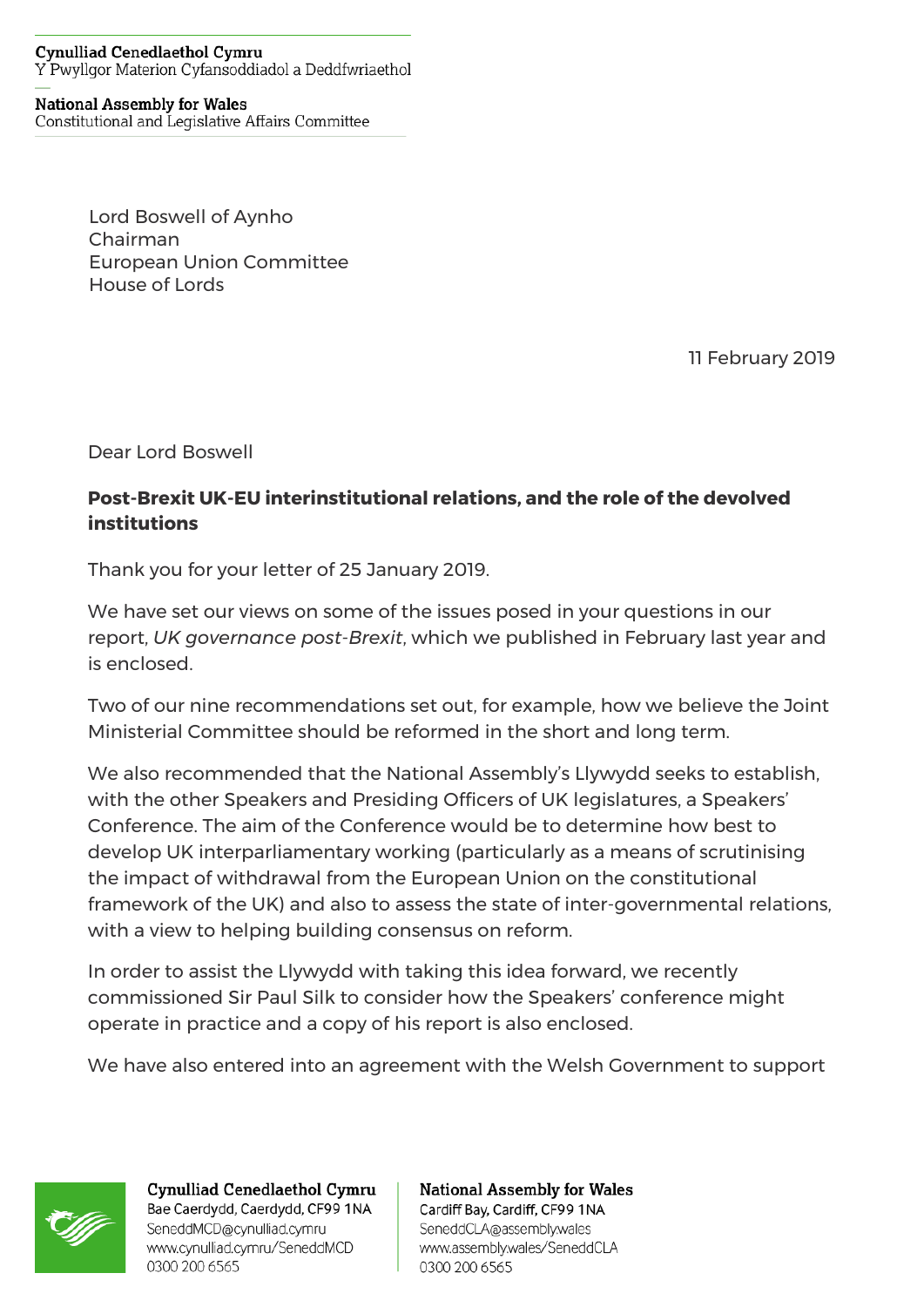Cynulliad Cenedlaethol Cymru
Y Pwyllgor Materion Cyfansoddiadol a Deddfwriaethol

National Assembly for Wales
Constitutional and Legislative Affairs Committee

Lord Boswell of Aynho
Chairman
European Union Committee
House of Lords

11 February 2019

Dear Lord Boswell

**Post-Brexit UK-EU interinstitutional relations, and the role of the devolved institutions**

Thank you for your letter of 25 January 2019.

We have set our views on some of the issues posed in your questions in our report, *UK governance post-Brexit*, which we published in February last year and is enclosed.

Two of our nine recommendations set out, for example, how we believe the Joint Ministerial Committee should be reformed in the short and long term.

We also recommended that the National Assembly's Llywydd seeks to establish, with the other Speakers and Presiding Officers of UK legislatures, a Speakers' Conference. The aim of the Conference would be to determine how best to develop UK interparliamentary working (particularly as a means of scrutinising the impact of withdrawal from the European Union on the constitutional framework of the UK) and also to assess the state of inter-governmental relations, with a view to helping building consensus on reform.

In order to assist the Llywydd with taking this idea forward, we recently commissioned Sir Paul Silk to consider how the Speakers' conference might operate in practice and a copy of his report is also enclosed.

We have also entered into an agreement with the Welsh Government to support

Cynulliad Cenedlaethol Cymru
Bae Caerdydd, Caerdydd, CF99 1NA
SeneddMCD@cynulliad.cymru
www.cynulliad.cymru/SeneddMCD
0300 200 6565

National Assembly for Wales
Cardiff Bay, Cardiff, CF99 1NA
SeneddCLA@assembly.wales
www.assembly.wales/SeneddCLA
0300 200 6565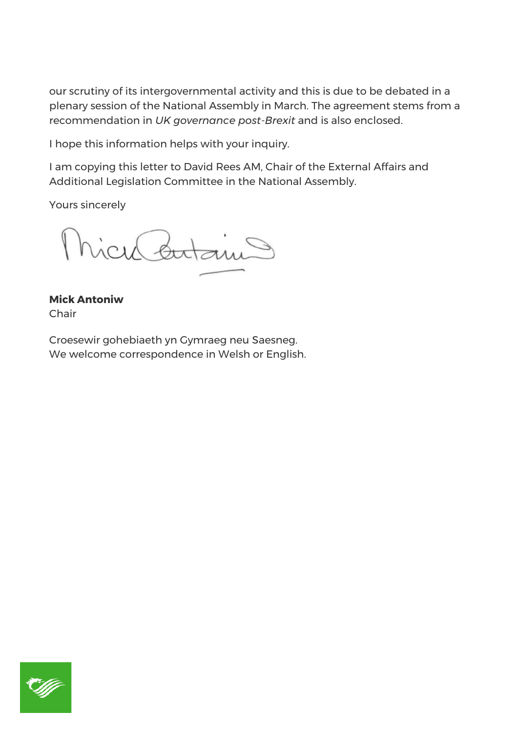our scrutiny of its intergovernmental activity and this is due to be debated in a plenary session of the National Assembly in March. The agreement stems from a recommendation in *UK governance post-Brexit* and is also enclosed.

I hope this information helps with your inquiry.

I am copying this letter to David Rees AM, Chair of the External Affairs and Additional Legislation Committee in the National Assembly.

Yours sincerely

**Mick Antoniw**
Chair

Croesewir gohebiaeth yn Gymraeg neu Saesneg.
We welcome correspondence in Welsh or English.